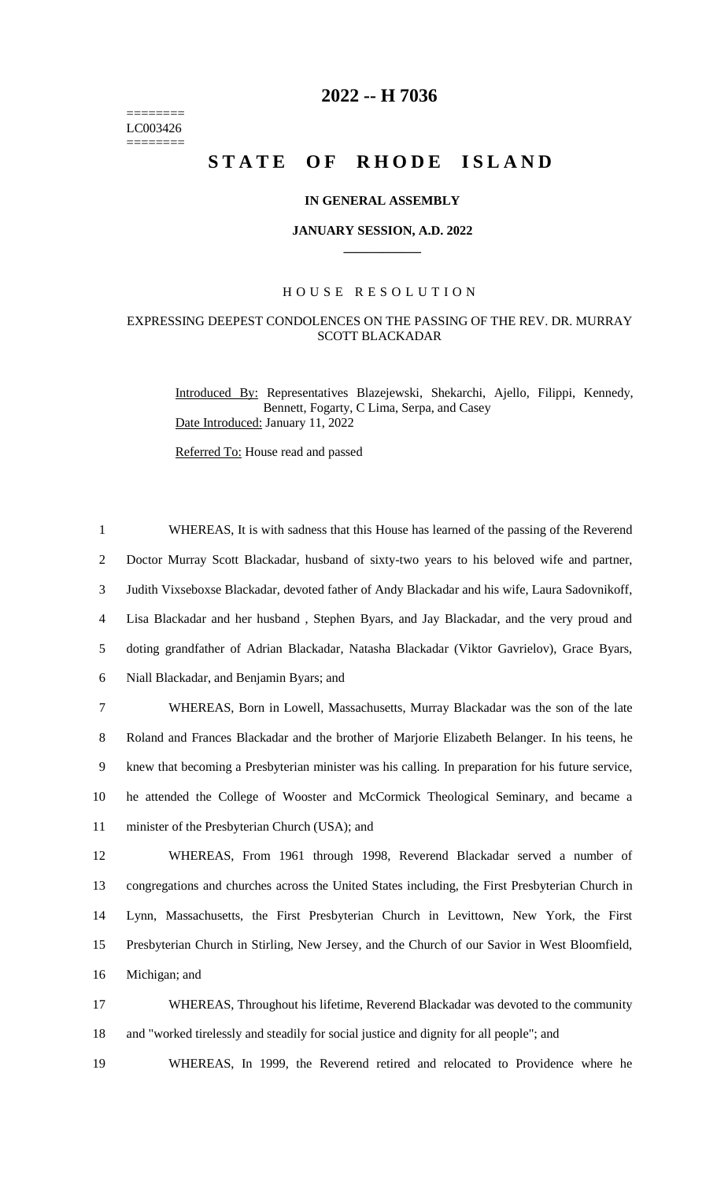========
LC003426
========

# 2022 -- H 7036

# STATE OF RHODE ISLAND

### IN GENERAL ASSEMBLY

### JANUARY SESSION, A.D. 2022

---

HOUSE RESOLUTION

EXPRESSING DEEPEST CONDOLENCES ON THE PASSING OF THE REV. DR. MURRAY SCOTT BLACKADAR

Introduced By: Representatives Blazejewski, Shekarchi, Ajello, Filippi, Kennedy, Bennett, Fogarty, C Lima, Serpa, and Casey
Date Introduced: January 11, 2022

Referred To: House read and passed

1 WHEREAS, It is with sadness that this House has learned of the passing of the Reverend
2 Doctor Murray Scott Blackadar, husband of sixty-two years to his beloved wife and partner,
3 Judith Vixseboxse Blackadar, devoted father of Andy Blackadar and his wife, Laura Sadovnikoff,
4 Lisa Blackadar and her husband , Stephen Byars, and Jay Blackadar, and the very proud and
5 doting grandfather of Adrian Blackadar, Natasha Blackadar (Viktor Gavrielov), Grace Byars,
6 Niall Blackadar, and Benjamin Byars; and

7 WHEREAS, Born in Lowell, Massachusetts, Murray Blackadar was the son of the late
8 Roland and Frances Blackadar and the brother of Marjorie Elizabeth Belanger. In his teens, he
9 knew that becoming a Presbyterian minister was his calling. In preparation for his future service,
10 he attended the College of Wooster and McCormick Theological Seminary, and became a
11 minister of the Presbyterian Church (USA); and

12 WHEREAS, From 1961 through 1998, Reverend Blackadar served a number of
13 congregations and churches across the United States including, the First Presbyterian Church in
14 Lynn, Massachusetts, the First Presbyterian Church in Levittown, New York, the First
15 Presbyterian Church in Stirling, New Jersey, and the Church of our Savior in West Bloomfield,
16 Michigan; and

17 WHEREAS, Throughout his lifetime, Reverend Blackadar was devoted to the community
18 and "worked tirelessly and steadily for social justice and dignity for all people"; and

19 WHEREAS, In 1999, the Reverend retired and relocated to Providence where he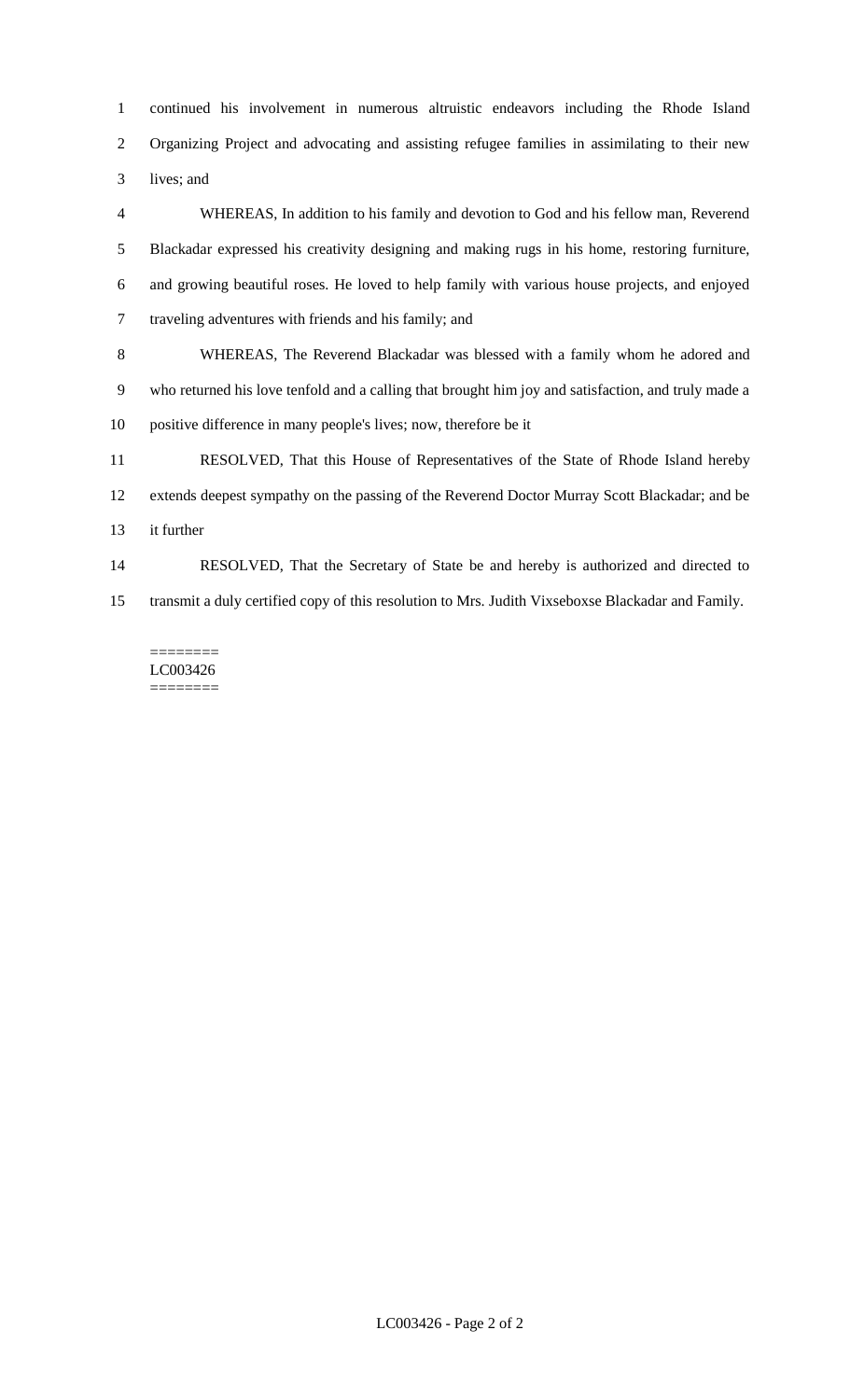continued his involvement in numerous altruistic endeavors including the Rhode Island Organizing Project and advocating and assisting refugee families in assimilating to their new lives; and

WHEREAS, In addition to his family and devotion to God and his fellow man, Reverend Blackadar expressed his creativity designing and making rugs in his home, restoring furniture, and growing beautiful roses. He loved to help family with various house projects, and enjoyed traveling adventures with friends and his family; and

WHEREAS, The Reverend Blackadar was blessed with a family whom he adored and who returned his love tenfold and a calling that brought him joy and satisfaction, and truly made a positive difference in many people's lives; now, therefore be it

RESOLVED, That this House of Representatives of the State of Rhode Island hereby extends deepest sympathy on the passing of the Reverend Doctor Murray Scott Blackadar; and be it further

RESOLVED, That the Secretary of State be and hereby is authorized and directed to transmit a duly certified copy of this resolution to Mrs. Judith Vixseboxse Blackadar and Family.

========
LC003426
========